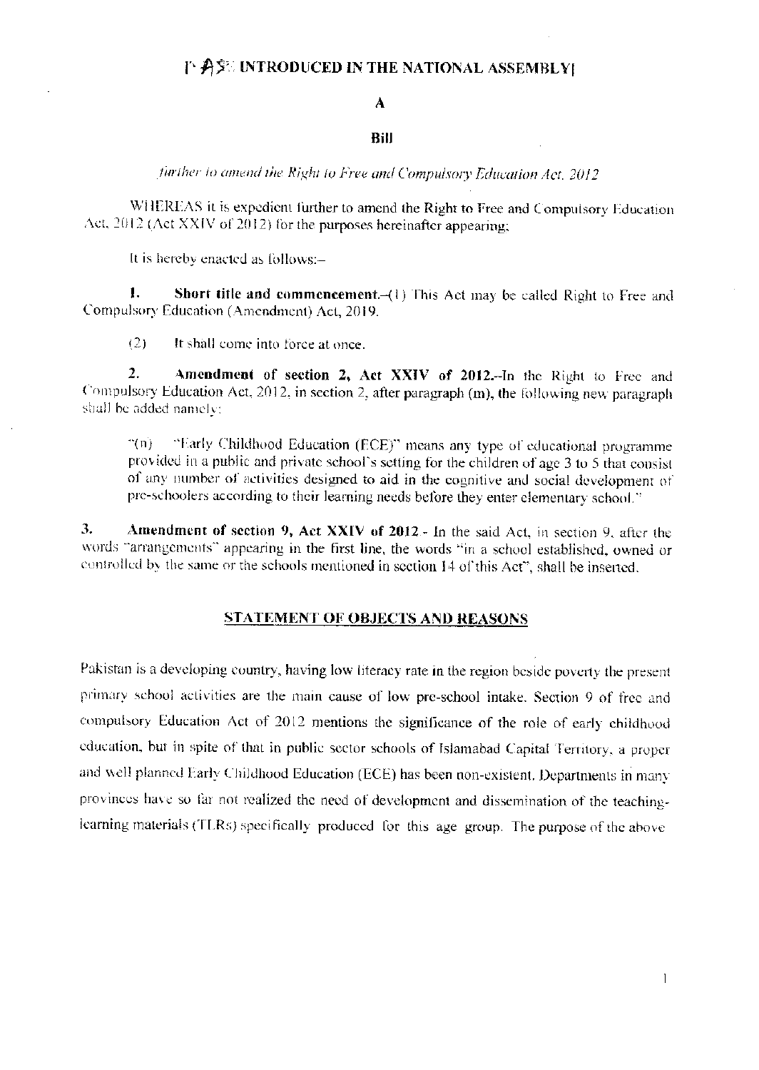# [AS INTRODUCED IN THE NATIONAL ASSEMBLY]

## A

## Bill

*further to amend the Right to Free and Compulsory Education Act, 2012*

WHEREAS it is expedient further to amend the Right to Free and Compulsory Education Act, 2012 (Act XXIV of 2012) for the purposes hereinafter appearing;

It is hereby enacted as follows:–

**1. Short title and commencement.**–(1) This Act may be called Right to Free and Compulsory Education (Amendment) Act, 2019.

(2) It shall come into force at once.

**2. Amendment of section 2, Act XXIV of 2012.**–In the Right to Free and Compulsory Education Act, 2012, in section 2, after paragraph (m), the following new paragraph shall be added namely:

"(n) "Early Childhood Education (ECE)" means any type of educational programme provided in a public and private school's setting for the children of age 3 to 5 that consist of any number of activities designed to aid in the cognitive and social development of pre-schoolers according to their learning needs before they enter elementary school."

**3. Amendment of section 9, Act XXIV of 2012.**- In the said Act, in section 9, after the words "arrangements" appearing in the first line, the words "in a school established, owned or controlled by the same or the schools mentioned in section 14 of this Act", shall be inserted.

## STATEMENT OF OBJECTS AND REASONS

Pakistan is a developing country, having low literacy rate in the region beside poverty the present primary school activities are the main cause of low pre-school intake. Section 9 of free and compulsory Education Act of 2012 mentions the significance of the role of early childhood education, but in spite of that in public sector schools of Islamabad Capital Territory, a proper and well planned Early Childhood Education (ECE) has been non-existent. Departments in many provinces have so far not realized the need of development and dissemination of the teaching-learning materials (TLRs) specifically produced for this age group. The purpose of the above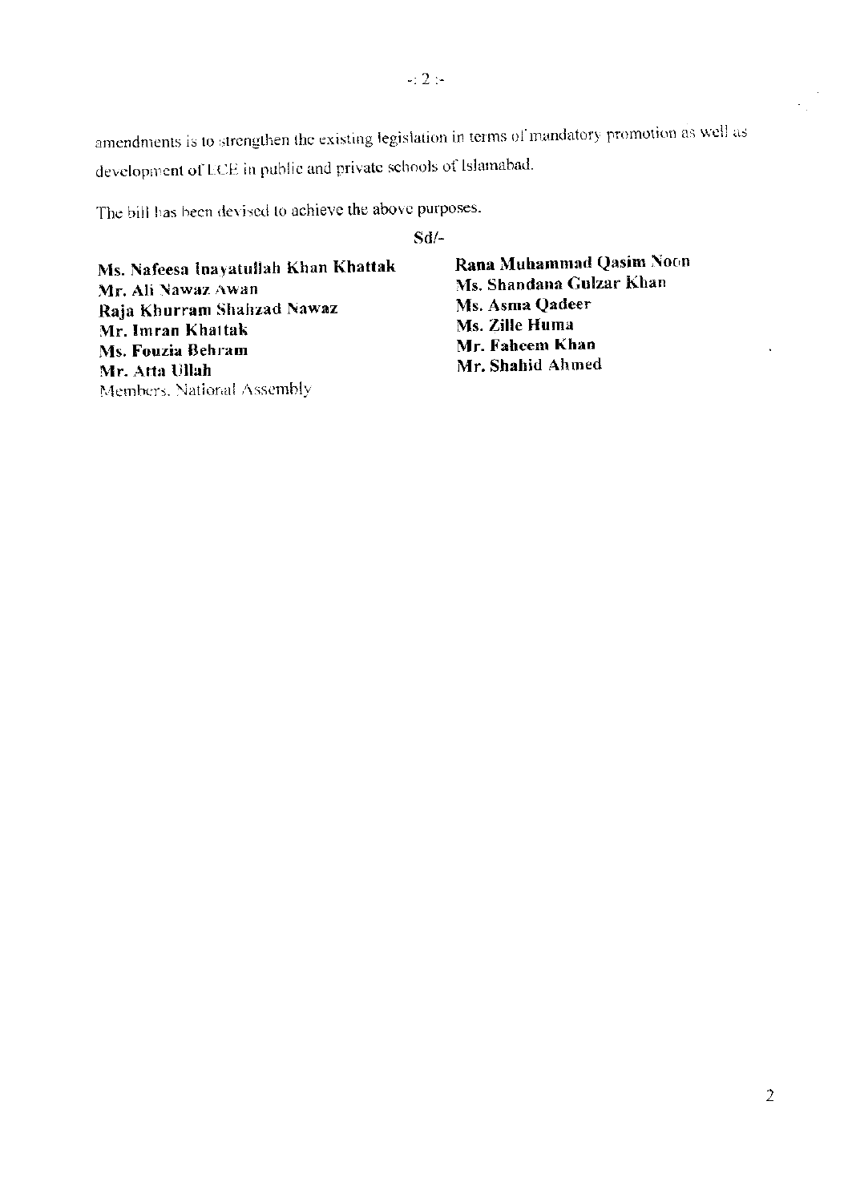amendments is to strengthen the existing legislation in terms of mandatory promotion as well as development of ECE in public and private schools of Islamabad.

The bill has been devised to achieve the above purposes.

Sd/-

**Ms. Nafeesa Inayatullah Khan Khattak**
**Mr. Ali Nawaz Awan**
**Raja Khurram Shahzad Nawaz**
**Mr. Imran Khattak**
**Ms. Fouzia Behram**
**Mr. Atta Ullah**
**Rana Muhammad Qasim Noon**
**Ms. Shandana Gulzar Khan**
**Ms. Asma Qadeer**
**Ms. Zille Huma**
**Mr. Faheem Khan**
**Mr. Shahid Ahmed**
Members, National Assembly